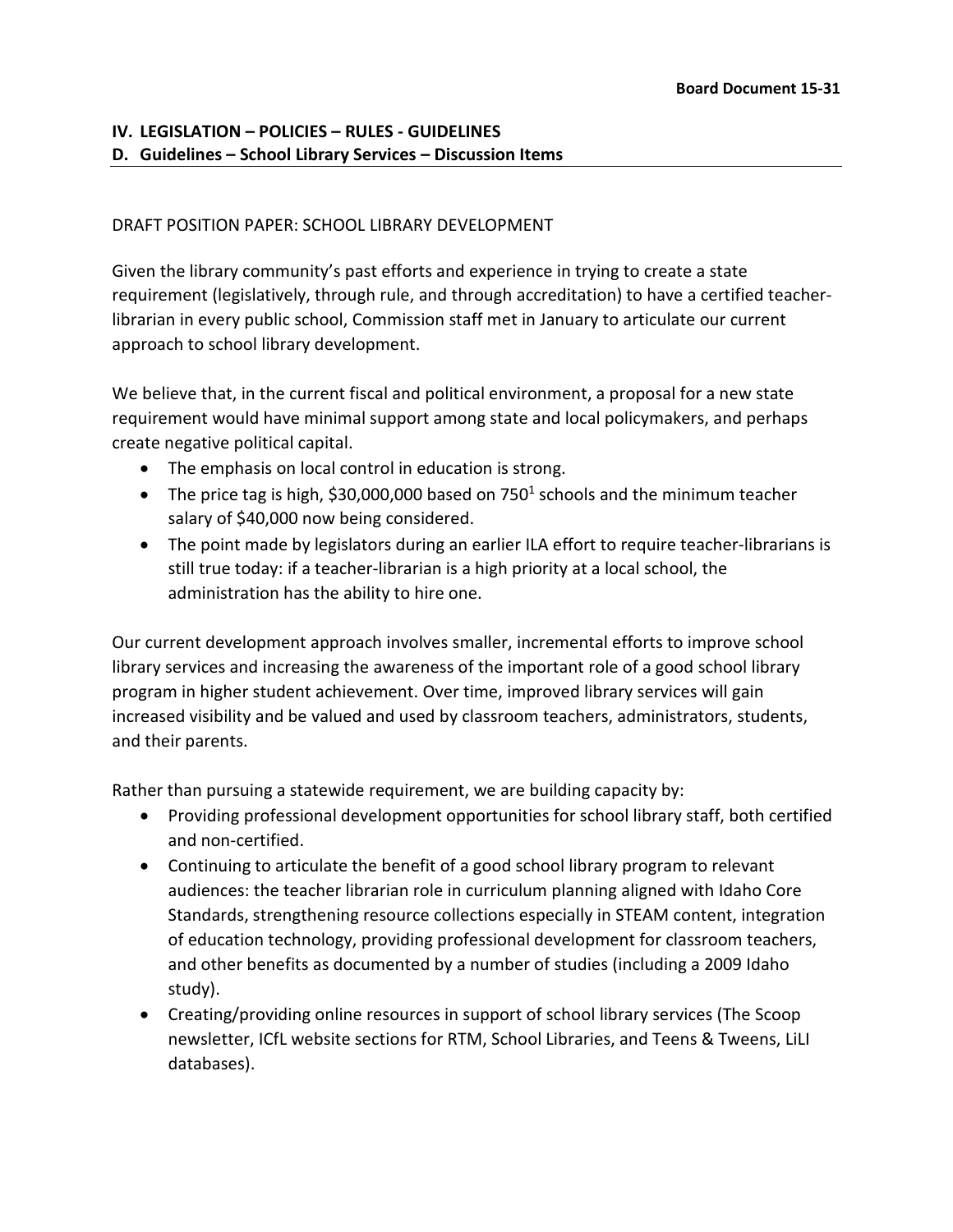**Board Document 15-31**

**IV. LEGISLATION – POLICIES – RULES - GUIDELINES**

**D. Guidelines – School Library Services – Discussion Items**

DRAFT POSITION PAPER: SCHOOL LIBRARY DEVELOPMENT

Given the library community's past efforts and experience in trying to create a state requirement (legislatively, through rule, and through accreditation) to have a certified teacher-librarian in every public school, Commission staff met in January to articulate our current approach to school library development.

We believe that, in the current fiscal and political environment, a proposal for a new state requirement would have minimal support among state and local policymakers, and perhaps create negative political capital.

- The emphasis on local control in education is strong.
- The price tag is high, $30,000,000 based on 750[1] schools and the minimum teacher salary of $40,000 now being considered.
- The point made by legislators during an earlier ILA effort to require teacher-librarians is still true today: if a teacher-librarian is a high priority at a local school, the administration has the ability to hire one.

Our current development approach involves smaller, incremental efforts to improve school library services and increasing the awareness of the important role of a good school library program in higher student achievement. Over time, improved library services will gain increased visibility and be valued and used by classroom teachers, administrators, students, and their parents.

Rather than pursuing a statewide requirement, we are building capacity by:

- Providing professional development opportunities for school library staff, both certified and non-certified.
- Continuing to articulate the benefit of a good school library program to relevant audiences: the teacher librarian role in curriculum planning aligned with Idaho Core Standards, strengthening resource collections especially in STEAM content, integration of education technology, providing professional development for classroom teachers, and other benefits as documented by a number of studies (including a 2009 Idaho study).
- Creating/providing online resources in support of school library services (The Scoop newsletter, ICfL website sections for RTM, School Libraries, and Teens & Tweens, LiLI databases).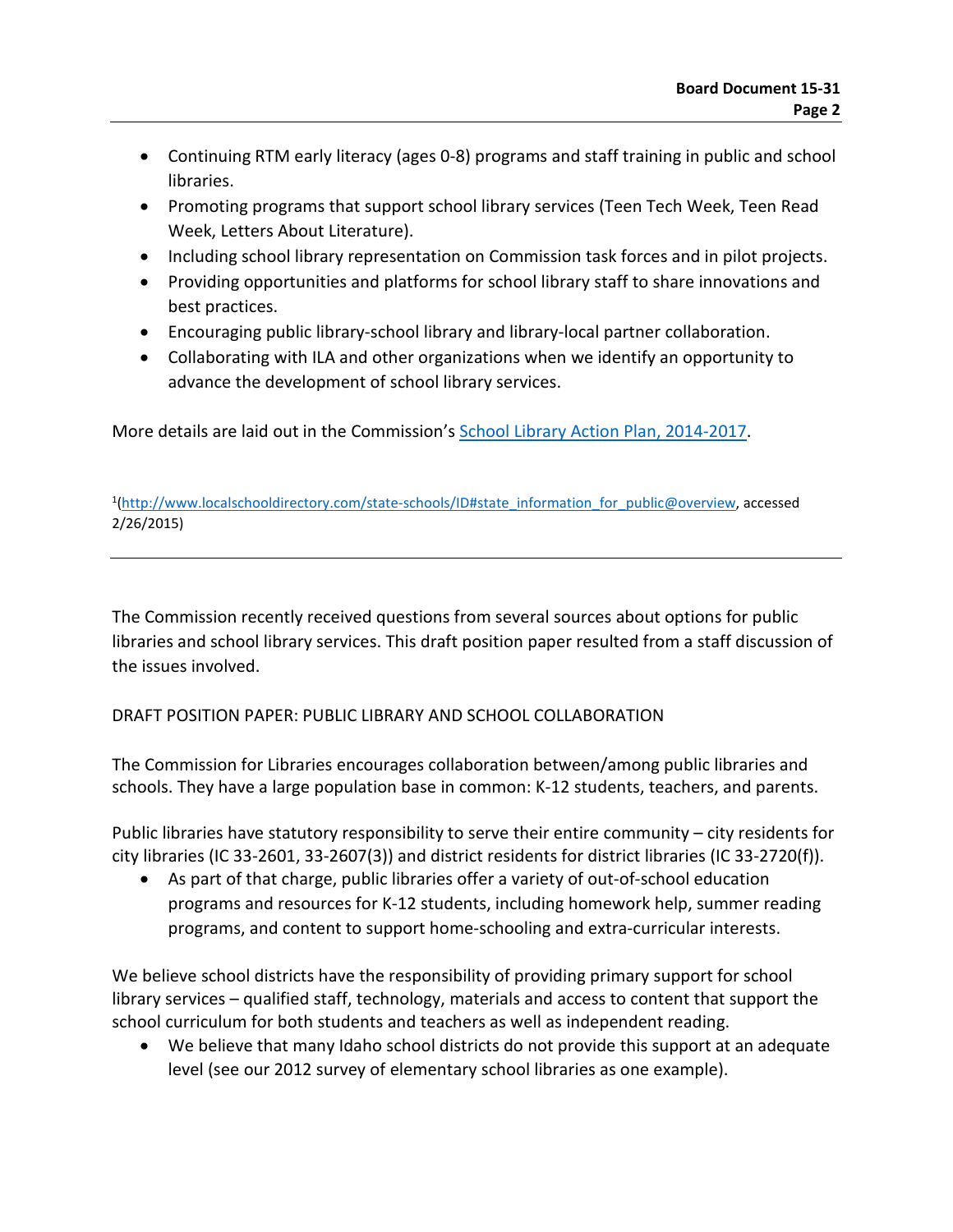- Continuing RTM early literacy (ages 0-8) programs and staff training in public and school libraries.
- Promoting programs that support school library services (Teen Tech Week, Teen Read Week, Letters About Literature).
- Including school library representation on Commission task forces and in pilot projects.
- Providing opportunities and platforms for school library staff to share innovations and best practices.
- Encouraging public library-school library and library-local partner collaboration.
- Collaborating with ILA and other organizations when we identify an opportunity to advance the development of school library services.

More details are laid out in the Commission's School Library Action Plan, 2014-2017.

[1](http://www.localschooldirectory.com/state-schools/ID#state_information_for_public@overview, accessed 2/26/2015)

---

The Commission recently received questions from several sources about options for public libraries and school library services. This draft position paper resulted from a staff discussion of the issues involved.

DRAFT POSITION PAPER: PUBLIC LIBRARY AND SCHOOL COLLABORATION

The Commission for Libraries encourages collaboration between/among public libraries and schools. They have a large population base in common: K-12 students, teachers, and parents.

Public libraries have statutory responsibility to serve their entire community – city residents for city libraries (IC 33-2601, 33-2607(3)) and district residents for district libraries (IC 33-2720(f)).

- As part of that charge, public libraries offer a variety of out-of-school education programs and resources for K-12 students, including homework help, summer reading programs, and content to support home-schooling and extra-curricular interests.

We believe school districts have the responsibility of providing primary support for school library services – qualified staff, technology, materials and access to content that support the school curriculum for both students and teachers as well as independent reading.

- We believe that many Idaho school districts do not provide this support at an adequate level (see our 2012 survey of elementary school libraries as one example).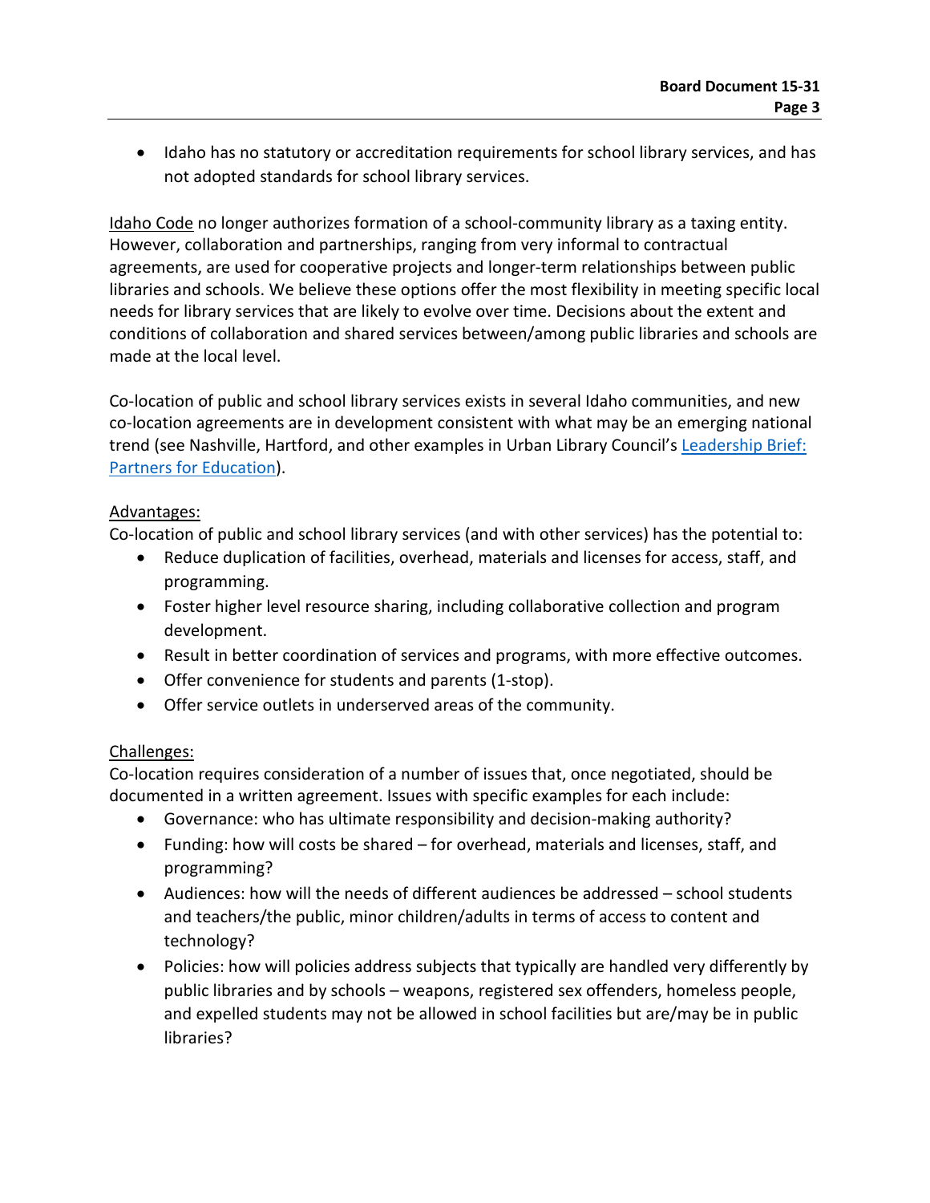- Idaho has no statutory or accreditation requirements for school library services, and has not adopted standards for school library services.

Idaho Code no longer authorizes formation of a school-community library as a taxing entity. However, collaboration and partnerships, ranging from very informal to contractual agreements, are used for cooperative projects and longer-term relationships between public libraries and schools. We believe these options offer the most flexibility in meeting specific local needs for library services that are likely to evolve over time. Decisions about the extent and conditions of collaboration and shared services between/among public libraries and schools are made at the local level.

Co-location of public and school library services exists in several Idaho communities, and new co-location agreements are in development consistent with what may be an emerging national trend (see Nashville, Hartford, and other examples in Urban Library Council's Leadership Brief: Partners for Education).

Advantages:

Co-location of public and school library services (and with other services) has the potential to:

- Reduce duplication of facilities, overhead, materials and licenses for access, staff, and programming.
- Foster higher level resource sharing, including collaborative collection and program development.
- Result in better coordination of services and programs, with more effective outcomes.
- Offer convenience for students and parents (1-stop).
- Offer service outlets in underserved areas of the community.

Challenges:

Co-location requires consideration of a number of issues that, once negotiated, should be documented in a written agreement. Issues with specific examples for each include:

- Governance: who has ultimate responsibility and decision-making authority?
- Funding: how will costs be shared – for overhead, materials and licenses, staff, and programming?
- Audiences: how will the needs of different audiences be addressed – school students and teachers/the public, minor children/adults in terms of access to content and technology?
- Policies: how will policies address subjects that typically are handled very differently by public libraries and by schools – weapons, registered sex offenders, homeless people, and expelled students may not be allowed in school facilities but are/may be in public libraries?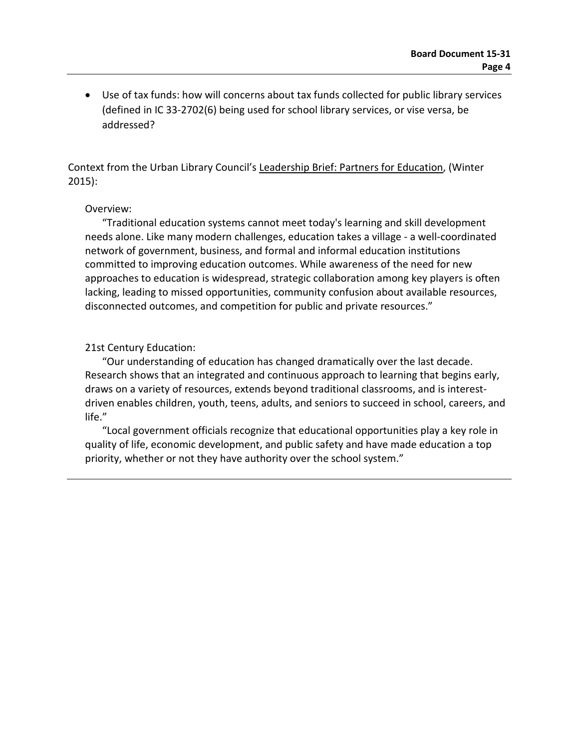- Use of tax funds: how will concerns about tax funds collected for public library services (defined in IC 33-2702(6) being used for school library services, or vise versa, be addressed?

Context from the Urban Library Council's Leadership Brief: Partners for Education, (Winter 2015):

Overview:

"Traditional education systems cannot meet today's learning and skill development needs alone. Like many modern challenges, education takes a village - a well-coordinated network of government, business, and formal and informal education institutions committed to improving education outcomes. While awareness of the need for new approaches to education is widespread, strategic collaboration among key players is often lacking, leading to missed opportunities, community confusion about available resources, disconnected outcomes, and competition for public and private resources."

21st Century Education:

"Our understanding of education has changed dramatically over the last decade. Research shows that an integrated and continuous approach to learning that begins early, draws on a variety of resources, extends beyond traditional classrooms, and is interest-driven enables children, youth, teens, adults, and seniors to succeed in school, careers, and life."

"Local government officials recognize that educational opportunities play a key role in quality of life, economic development, and public safety and have made education a top priority, whether or not they have authority over the school system."